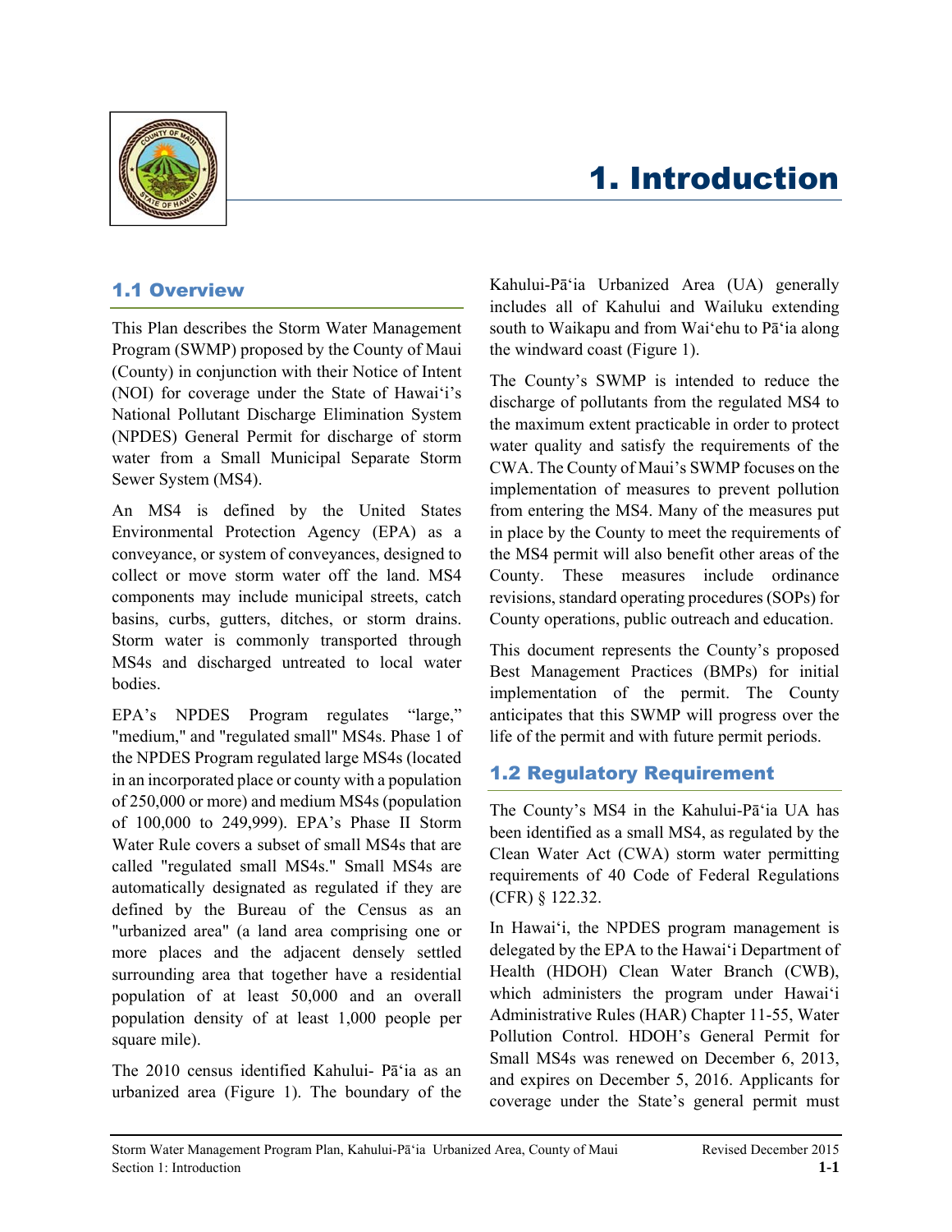# 1. Introduction

## 1.1 Overview

This Plan describes the Storm Water Management Program (SWMP) proposed by the County of Maui (County) in conjunction with their Notice of Intent (NOI) for coverage under the State of Hawaiʻi's National Pollutant Discharge Elimination System (NPDES) General Permit for discharge of storm water from a Small Municipal Separate Storm Sewer System (MS4).

An MS4 is defined by the United States Environmental Protection Agency (EPA) as a conveyance, or system of conveyances, designed to collect or move storm water off the land. MS4 components may include municipal streets, catch basins, curbs, gutters, ditches, or storm drains. Storm water is commonly transported through MS4s and discharged untreated to local water bodies.

EPA's NPDES Program regulates "large," "medium," and "regulated small" MS4s. Phase 1 of the NPDES Program regulated large MS4s (located in an incorporated place or county with a population of 250,000 or more) and medium MS4s (population of 100,000 to 249,999). EPA's Phase II Storm Water Rule covers a subset of small MS4s that are called "regulated small MS4s." Small MS4s are automatically designated as regulated if they are defined by the Bureau of the Census as an "urbanized area" (a land area comprising one or more places and the adjacent densely settled surrounding area that together have a residential population of at least 50,000 and an overall population density of at least 1,000 people per square mile).

The 2010 census identified Kahului- Pāʻia as an urbanized area (Figure 1). The boundary of the Kahului-Pāʻia Urbanized Area (UA) generally includes all of Kahului and Wailuku extending south to Waikapu and from Waiʻehu to Pāʻia along the windward coast (Figure 1).

The County's SWMP is intended to reduce the discharge of pollutants from the regulated MS4 to the maximum extent practicable in order to protect water quality and satisfy the requirements of the CWA. The County of Maui's SWMP focuses on the implementation of measures to prevent pollution from entering the MS4. Many of the measures put in place by the County to meet the requirements of the MS4 permit will also benefit other areas of the County. These measures include ordinance revisions, standard operating procedures (SOPs) for County operations, public outreach and education.

This document represents the County's proposed Best Management Practices (BMPs) for initial implementation of the permit. The County anticipates that this SWMP will progress over the life of the permit and with future permit periods.

## 1.2 Regulatory Requirement

The County's MS4 in the Kahului-Pāʻia UA has been identified as a small MS4, as regulated by the Clean Water Act (CWA) storm water permitting requirements of 40 Code of Federal Regulations (CFR) § 122.32.

In Hawaiʻi, the NPDES program management is delegated by the EPA to the Hawaiʻi Department of Health (HDOH) Clean Water Branch (CWB), which administers the program under Hawaiʻi Administrative Rules (HAR) Chapter 11-55, Water Pollution Control. HDOH's General Permit for Small MS4s was renewed on December 6, 2013, and expires on December 5, 2016. Applicants for coverage under the State's general permit must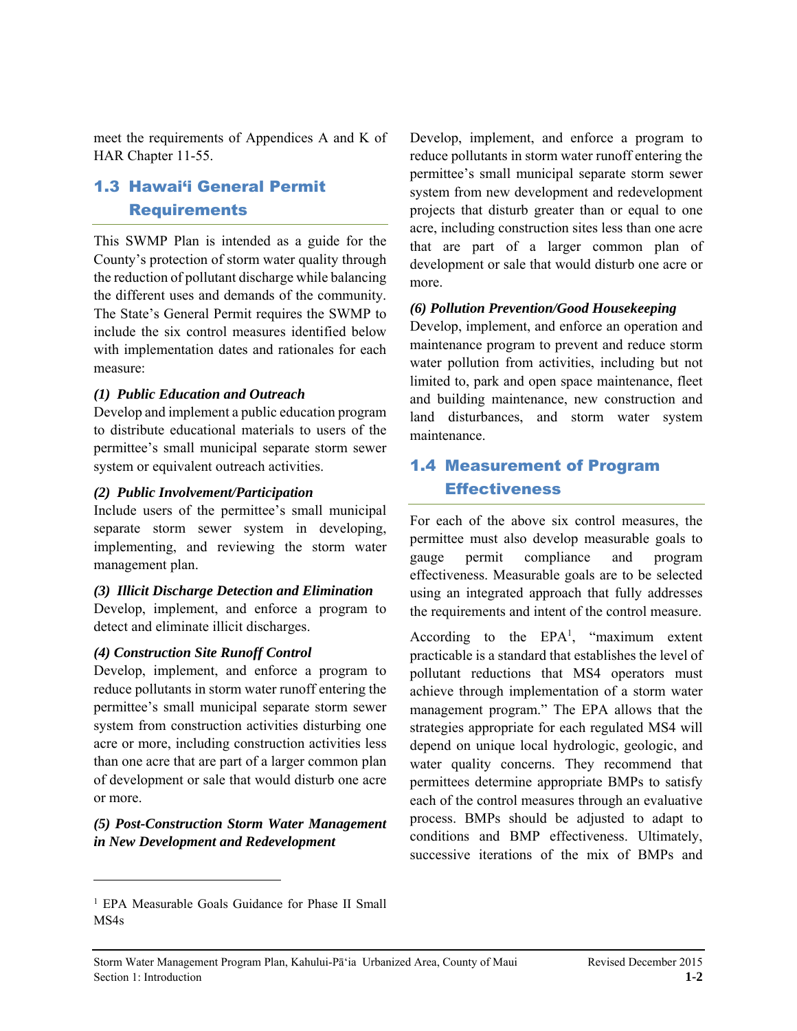meet the requirements of Appendices A and K of HAR Chapter 11-55.

## 1.3 Hawai'i General Permit Requirements

This SWMP Plan is intended as a guide for the County's protection of storm water quality through the reduction of pollutant discharge while balancing the different uses and demands of the community. The State's General Permit requires the SWMP to include the six control measures identified below with implementation dates and rationales for each measure:

***(1) Public Education and Outreach***
Develop and implement a public education program to distribute educational materials to users of the permittee's small municipal separate storm sewer system or equivalent outreach activities.

***(2) Public Involvement/Participation***
Include users of the permittee's small municipal separate storm sewer system in developing, implementing, and reviewing the storm water management plan.

***(3) Illicit Discharge Detection and Elimination***
Develop, implement, and enforce a program to detect and eliminate illicit discharges.

***(4) Construction Site Runoff Control***
Develop, implement, and enforce a program to reduce pollutants in storm water runoff entering the permittee's small municipal separate storm sewer system from construction activities disturbing one acre or more, including construction activities less than one acre that are part of a larger common plan of development or sale that would disturb one acre or more.

***(5) Post-Construction Storm Water Management in New Development and Redevelopment***
Develop, implement, and enforce a program to reduce pollutants in storm water runoff entering the permittee's small municipal separate storm sewer system from new development and redevelopment projects that disturb greater than or equal to one acre, including construction sites less than one acre that are part of a larger common plan of development or sale that would disturb one acre or more.

***(6) Pollution Prevention/Good Housekeeping***
Develop, implement, and enforce an operation and maintenance program to prevent and reduce storm water pollution from activities, including but not limited to, park and open space maintenance, fleet and building maintenance, new construction and land disturbances, and storm water system maintenance.

## 1.4 Measurement of Program Effectiveness

For each of the above six control measures, the permittee must also develop measurable goals to gauge permit compliance and program effectiveness. Measurable goals are to be selected using an integrated approach that fully addresses the requirements and intent of the control measure.

According to the EPA[1], "maximum extent practicable is a standard that establishes the level of pollutant reductions that MS4 operators must achieve through implementation of a storm water management program." The EPA allows that the strategies appropriate for each regulated MS4 will depend on unique local hydrologic, geologic, and water quality concerns. They recommend that permittees determine appropriate BMPs to satisfy each of the control measures through an evaluative process. BMPs should be adjusted to adapt to conditions and BMP effectiveness. Ultimately, successive iterations of the mix of BMPs and

---

[1] EPA Measurable Goals Guidance for Phase II Small MS4s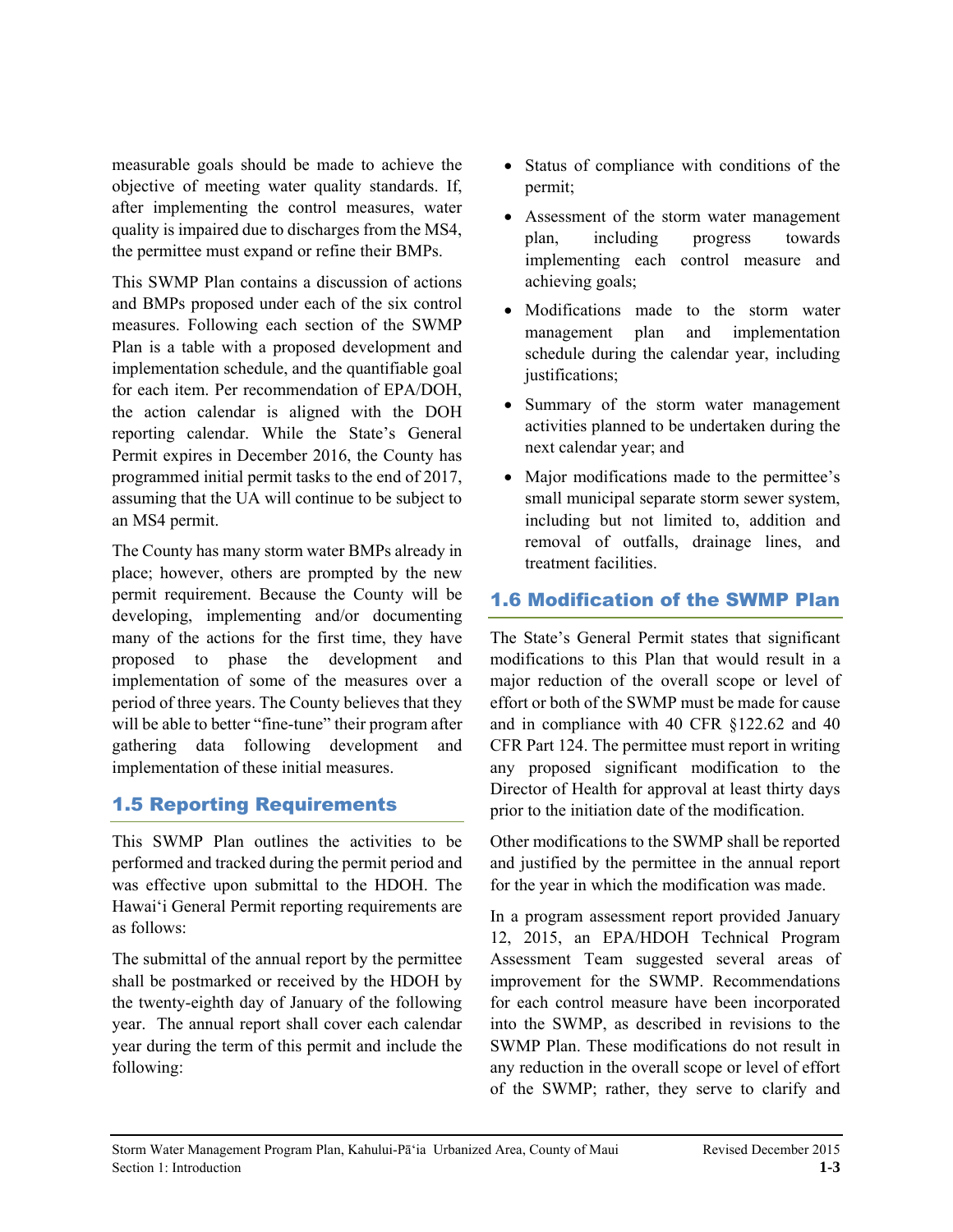measurable goals should be made to achieve the objective of meeting water quality standards. If, after implementing the control measures, water quality is impaired due to discharges from the MS4, the permittee must expand or refine their BMPs.

This SWMP Plan contains a discussion of actions and BMPs proposed under each of the six control measures. Following each section of the SWMP Plan is a table with a proposed development and implementation schedule, and the quantifiable goal for each item. Per recommendation of EPA/DOH, the action calendar is aligned with the DOH reporting calendar. While the State's General Permit expires in December 2016, the County has programmed initial permit tasks to the end of 2017, assuming that the UA will continue to be subject to an MS4 permit.

The County has many storm water BMPs already in place; however, others are prompted by the new permit requirement. Because the County will be developing, implementing and/or documenting many of the actions for the first time, they have proposed to phase the development and implementation of some of the measures over a period of three years. The County believes that they will be able to better "fine-tune" their program after gathering data following development and implementation of these initial measures.

## 1.5 Reporting Requirements

This SWMP Plan outlines the activities to be performed and tracked during the permit period and was effective upon submittal to the HDOH. The Hawai'i General Permit reporting requirements are as follows:

The submittal of the annual report by the permittee shall be postmarked or received by the HDOH by the twenty-eighth day of January of the following year. The annual report shall cover each calendar year during the term of this permit and include the following:

- Status of compliance with conditions of the permit;
- Assessment of the storm water management plan, including progress towards implementing each control measure and achieving goals;
- Modifications made to the storm water management plan and implementation schedule during the calendar year, including justifications;
- Summary of the storm water management activities planned to be undertaken during the next calendar year; and
- Major modifications made to the permittee's small municipal separate storm sewer system, including but not limited to, addition and removal of outfalls, drainage lines, and treatment facilities.

## 1.6 Modification of the SWMP Plan

The State's General Permit states that significant modifications to this Plan that would result in a major reduction of the overall scope or level of effort or both of the SWMP must be made for cause and in compliance with 40 CFR §122.62 and 40 CFR Part 124. The permittee must report in writing any proposed significant modification to the Director of Health for approval at least thirty days prior to the initiation date of the modification.

Other modifications to the SWMP shall be reported and justified by the permittee in the annual report for the year in which the modification was made.

In a program assessment report provided January 12, 2015, an EPA/HDOH Technical Program Assessment Team suggested several areas of improvement for the SWMP. Recommendations for each control measure have been incorporated into the SWMP, as described in revisions to the SWMP Plan. These modifications do not result in any reduction in the overall scope or level of effort of the SWMP; rather, they serve to clarify and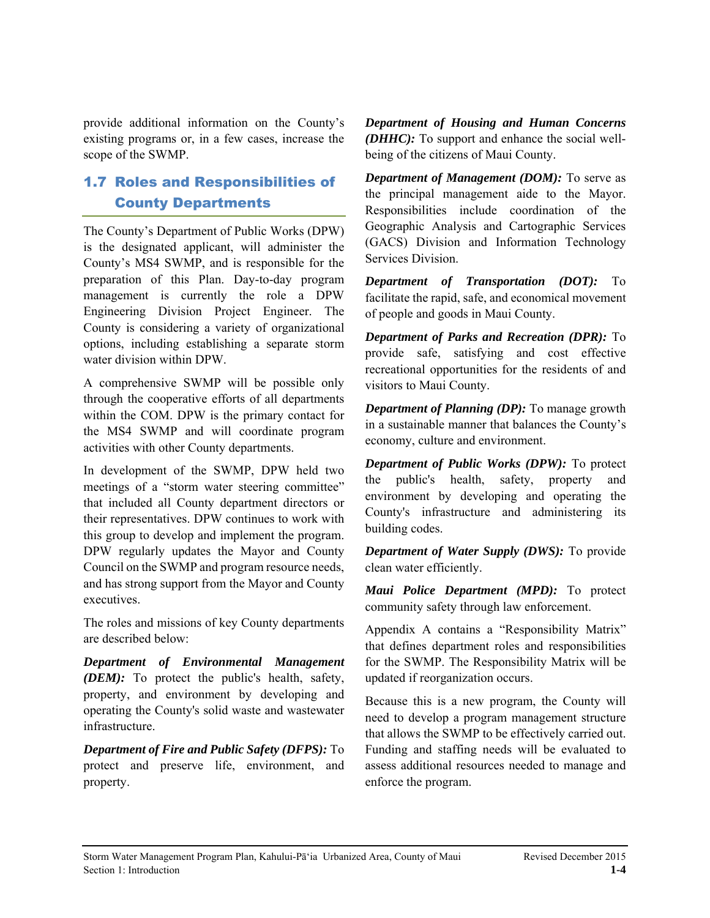provide additional information on the County's existing programs or, in a few cases, increase the scope of the SWMP.

## 1.7 Roles and Responsibilities of County Departments

The County's Department of Public Works (DPW) is the designated applicant, will administer the County's MS4 SWMP, and is responsible for the preparation of this Plan. Day-to-day program management is currently the role a DPW Engineering Division Project Engineer. The County is considering a variety of organizational options, including establishing a separate storm water division within DPW.

A comprehensive SWMP will be possible only through the cooperative efforts of all departments within the COM. DPW is the primary contact for the MS4 SWMP and will coordinate program activities with other County departments.

In development of the SWMP, DPW held two meetings of a "storm water steering committee" that included all County department directors or their representatives. DPW continues to work with this group to develop and implement the program. DPW regularly updates the Mayor and County Council on the SWMP and program resource needs, and has strong support from the Mayor and County executives.

The roles and missions of key County departments are described below:

***Department of Environmental Management (DEM):*** To protect the public's health, safety, property, and environment by developing and operating the County's solid waste and wastewater infrastructure.

***Department of Fire and Public Safety (DFPS):*** To protect and preserve life, environment, and property.

***Department of Housing and Human Concerns (DHHC):*** To support and enhance the social well-being of the citizens of Maui County.

***Department of Management (DOM):*** To serve as the principal management aide to the Mayor. Responsibilities include coordination of the Geographic Analysis and Cartographic Services (GACS) Division and Information Technology Services Division.

***Department of Transportation (DOT):*** To facilitate the rapid, safe, and economical movement of people and goods in Maui County.

***Department of Parks and Recreation (DPR):*** To provide safe, satisfying and cost effective recreational opportunities for the residents of and visitors to Maui County.

***Department of Planning (DP):*** To manage growth in a sustainable manner that balances the County's economy, culture and environment.

***Department of Public Works (DPW):*** To protect the public's health, safety, property and environment by developing and operating the County's infrastructure and administering its building codes.

***Department of Water Supply (DWS):*** To provide clean water efficiently.

***Maui Police Department (MPD):*** To protect community safety through law enforcement.

Appendix A contains a "Responsibility Matrix" that defines department roles and responsibilities for the SWMP. The Responsibility Matrix will be updated if reorganization occurs.

Because this is a new program, the County will need to develop a program management structure that allows the SWMP to be effectively carried out. Funding and staffing needs will be evaluated to assess additional resources needed to manage and enforce the program.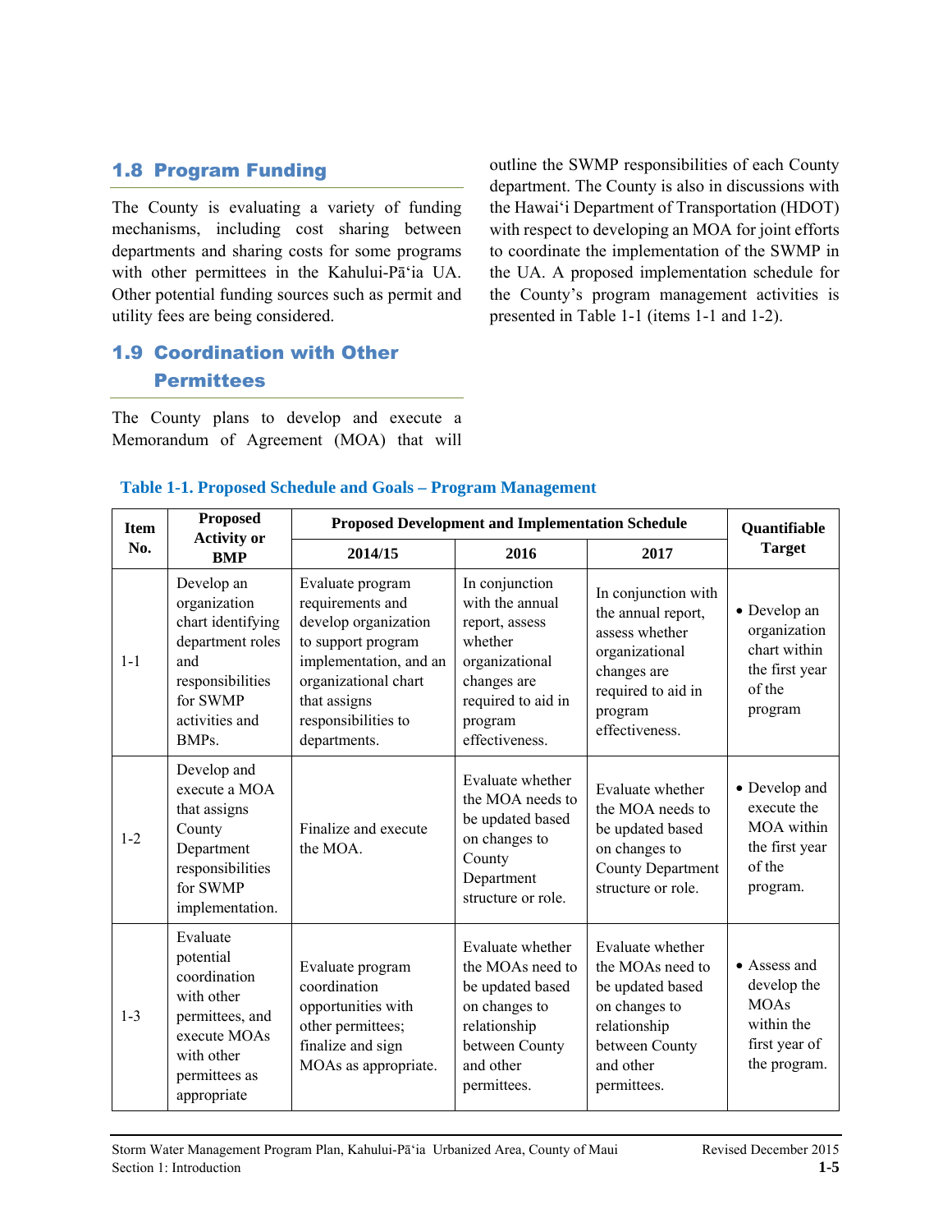## 1.8 Program Funding

The County is evaluating a variety of funding mechanisms, including cost sharing between departments and sharing costs for some programs with other permittees in the Kahului-Pāʻia UA. Other potential funding sources such as permit and utility fees are being considered.

## 1.9 Coordination with Other Permittees

The County plans to develop and execute a Memorandum of Agreement (MOA) that will outline the SWMP responsibilities of each County department. The County is also in discussions with the Hawaiʻi Department of Transportation (HDOT) with respect to developing an MOA for joint efforts to coordinate the implementation of the SWMP in the UA. A proposed implementation schedule for the County's program management activities is presented in Table 1-1 (items 1-1 and 1-2).

**Table 1-1. Proposed Schedule and Goals – Program Management**

| Item No. | Proposed Activity or BMP | Proposed Development and Implementation Schedule | | | Quantifiable Target |
|---|---|---|---|---|---|
| | | 2014/15 | 2016 | 2017 | |
| 1-1 | Develop an organization chart identifying department roles and responsibilities for SWMP activities and BMPs. | Evaluate program requirements and develop organization to support program implementation, and an organizational chart that assigns responsibilities to departments. | In conjunction with the annual report, assess whether organizational changes are required to aid in program effectiveness. | In conjunction with the annual report, assess whether organizational changes are required to aid in program effectiveness. | • Develop an organization chart within the first year of the program |
| 1-2 | Develop and execute a MOA that assigns County Department responsibilities for SWMP implementation. | Finalize and execute the MOA. | Evaluate whether the MOA needs to be updated based on changes to County Department structure or role. | Evaluate whether the MOA needs to be updated based on changes to County Department structure or role. | • Develop and execute the MOA within the first year of the program. |
| 1-3 | Evaluate potential coordination with other permittees, and execute MOAs with other permittees as appropriate | Evaluate program coordination opportunities with other permittees; finalize and sign MOAs as appropriate. | Evaluate whether the MOAs need to be updated based on changes to relationship between County and other permittees. | Evaluate whether the MOAs need to be updated based on changes to relationship between County and other permittees. | • Assess and develop the MOAs within the first year of the program. |